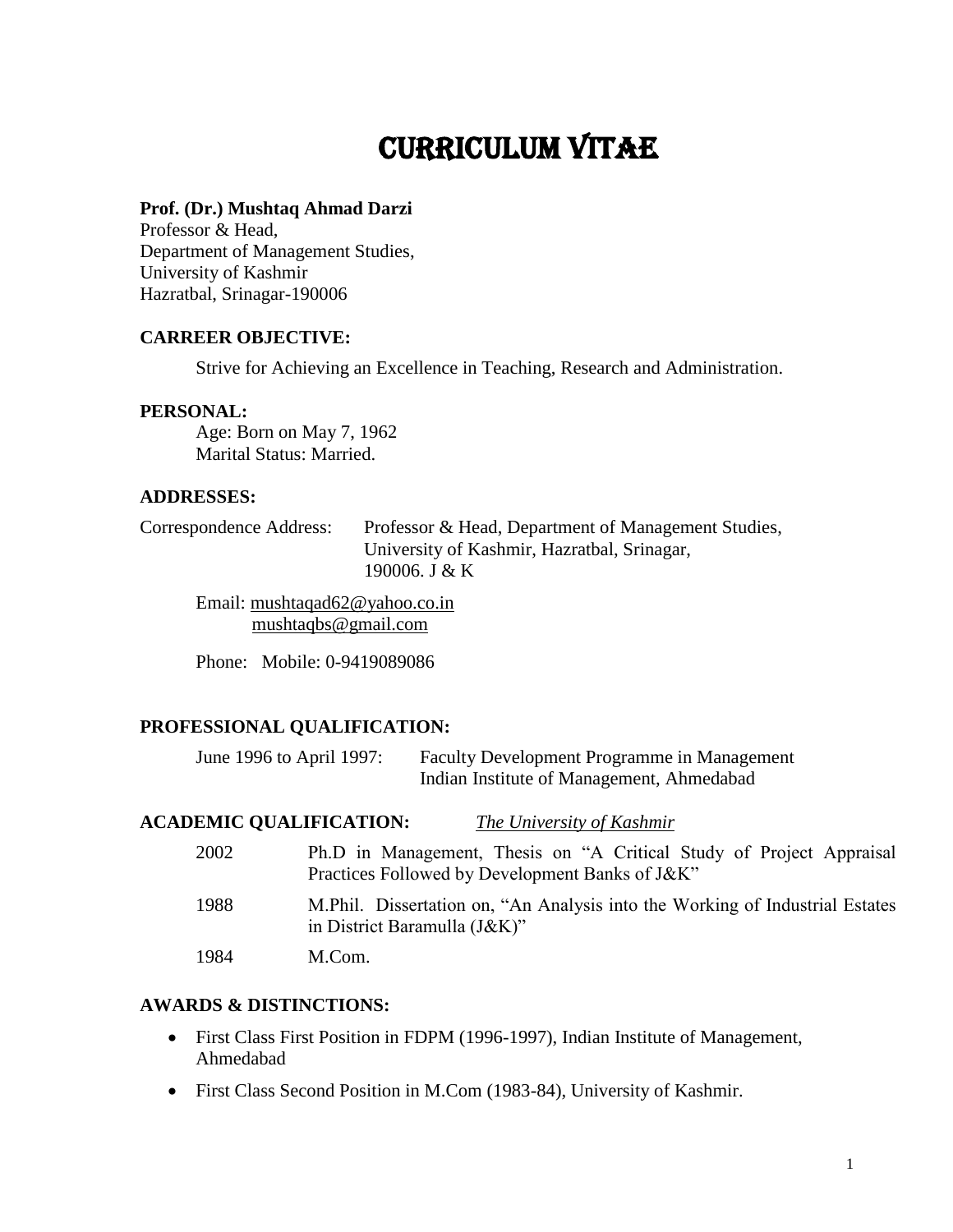# CURRICULUM VITAE

**Prof. (Dr.) Mushtaq Ahmad Darzi**
Professor & Head,
Department of Management Studies,
University of Kashmir
Hazratbal, Srinagar-190006

### CARREER OBJECTIVE:

Strive for Achieving an Excellence in Teaching, Research and Administration.

### PERSONAL:

Age: Born on May 7, 1962
Marital Status: Married.

### ADDRESSES:

Correspondence Address: Professor & Head, Department of Management Studies, University of Kashmir, Hazratbal, Srinagar, 190006. J & K

Email: mushtaqad62@yahoo.co.in
mushtaqbs@gmail.com

Phone: Mobile: 0-9419089086

### PROFESSIONAL QUALIFICATION:

June 1996 to April 1997: Faculty Development Programme in Management
Indian Institute of Management, Ahmedabad

### ACADEMIC QUALIFICATION: *The University of Kashmir*

| | |
|---|---|
| 2002 | Ph.D in Management, Thesis on "A Critical Study of Project Appraisal Practices Followed by Development Banks of J&K" |
| 1988 | M.Phil. Dissertation on, "An Analysis into the Working of Industrial Estates in District Baramulla (J&K)" |
| 1984 | M.Com. |

### AWARDS & DISTINCTIONS:

- First Class First Position in FDPM (1996-1997), Indian Institute of Management, Ahmedabad
- First Class Second Position in M.Com (1983-84), University of Kashmir.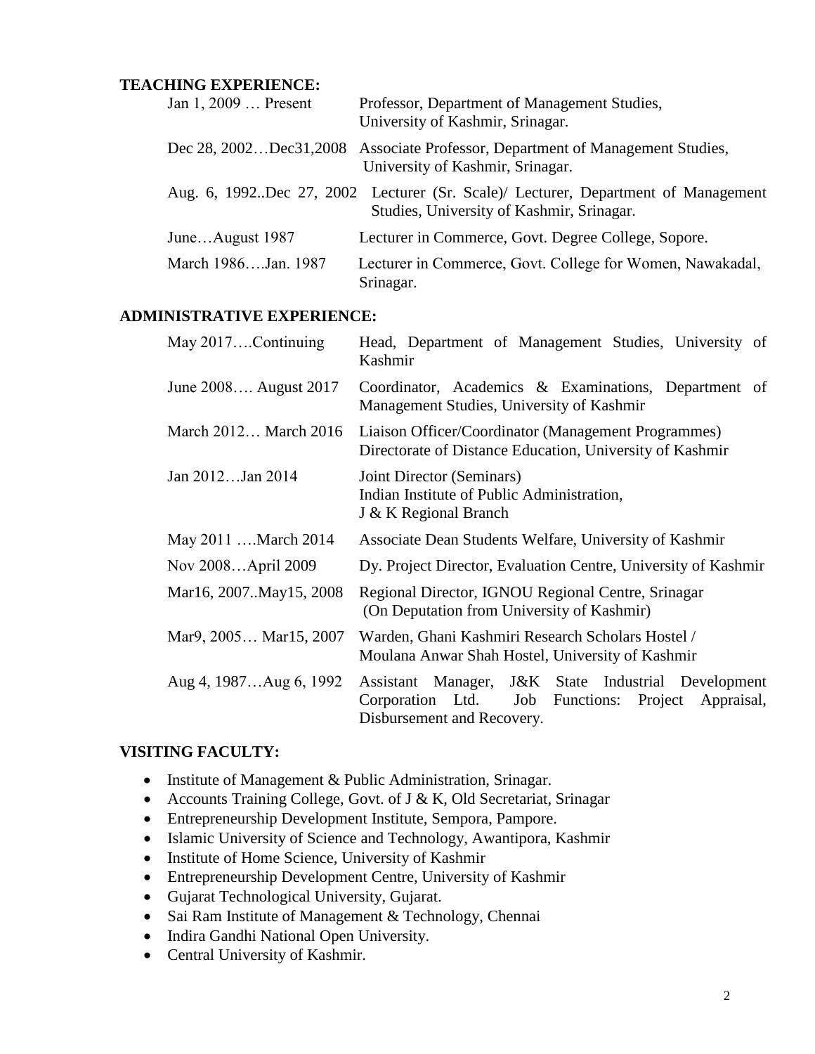## TEACHING EXPERIENCE:

| | |
|---|---|
| Jan 1, 2009 … Present | Professor, Department of Management Studies, University of Kashmir, Srinagar. |
| Dec 28, 2002…Dec31,2008 | Associate Professor, Department of Management Studies, University of Kashmir, Srinagar. |
| Aug. 6, 1992..Dec 27, 2002 | Lecturer (Sr. Scale)/ Lecturer, Department of Management Studies, University of Kashmir, Srinagar. |
| June…August 1987 | Lecturer in Commerce, Govt. Degree College, Sopore. |
| March 1986….Jan. 1987 | Lecturer in Commerce, Govt. College for Women, Nawakadal, Srinagar. |

## ADMINISTRATIVE EXPERIENCE:

| | |
|---|---|
| May 2017….Continuing | Head, Department of Management Studies, University of Kashmir |
| June 2008…. August 2017 | Coordinator, Academics & Examinations, Department of Management Studies, University of Kashmir |
| March 2012… March 2016 | Liaison Officer/Coordinator (Management Programmes) Directorate of Distance Education, University of Kashmir |
| Jan 2012…Jan 2014 | Joint Director (Seminars) Indian Institute of Public Administration, J & K Regional Branch |
| May 2011 ….March 2014 | Associate Dean Students Welfare, University of Kashmir |
| Nov 2008…April 2009 | Dy. Project Director, Evaluation Centre, University of Kashmir |
| Mar16, 2007..May15, 2008 | Regional Director, IGNOU Regional Centre, Srinagar (On Deputation from University of Kashmir) |
| Mar9, 2005… Mar15, 2007 | Warden, Ghani Kashmiri Research Scholars Hostel / Moulana Anwar Shah Hostel, University of Kashmir |
| Aug 4, 1987…Aug 6, 1992 | Assistant Manager, J&K State Industrial Development Corporation Ltd. Job Functions: Project Appraisal, Disbursement and Recovery. |

## VISITING FACULTY:

- Institute of Management & Public Administration, Srinagar.
- Accounts Training College, Govt. of J & K, Old Secretariat, Srinagar
- Entrepreneurship Development Institute, Sempora, Pampore.
- Islamic University of Science and Technology, Awantipora, Kashmir
- Institute of Home Science, University of Kashmir
- Entrepreneurship Development Centre, University of Kashmir
- Gujarat Technological University, Gujarat.
- Sai Ram Institute of Management & Technology, Chennai
- Indira Gandhi National Open University.
- Central University of Kashmir.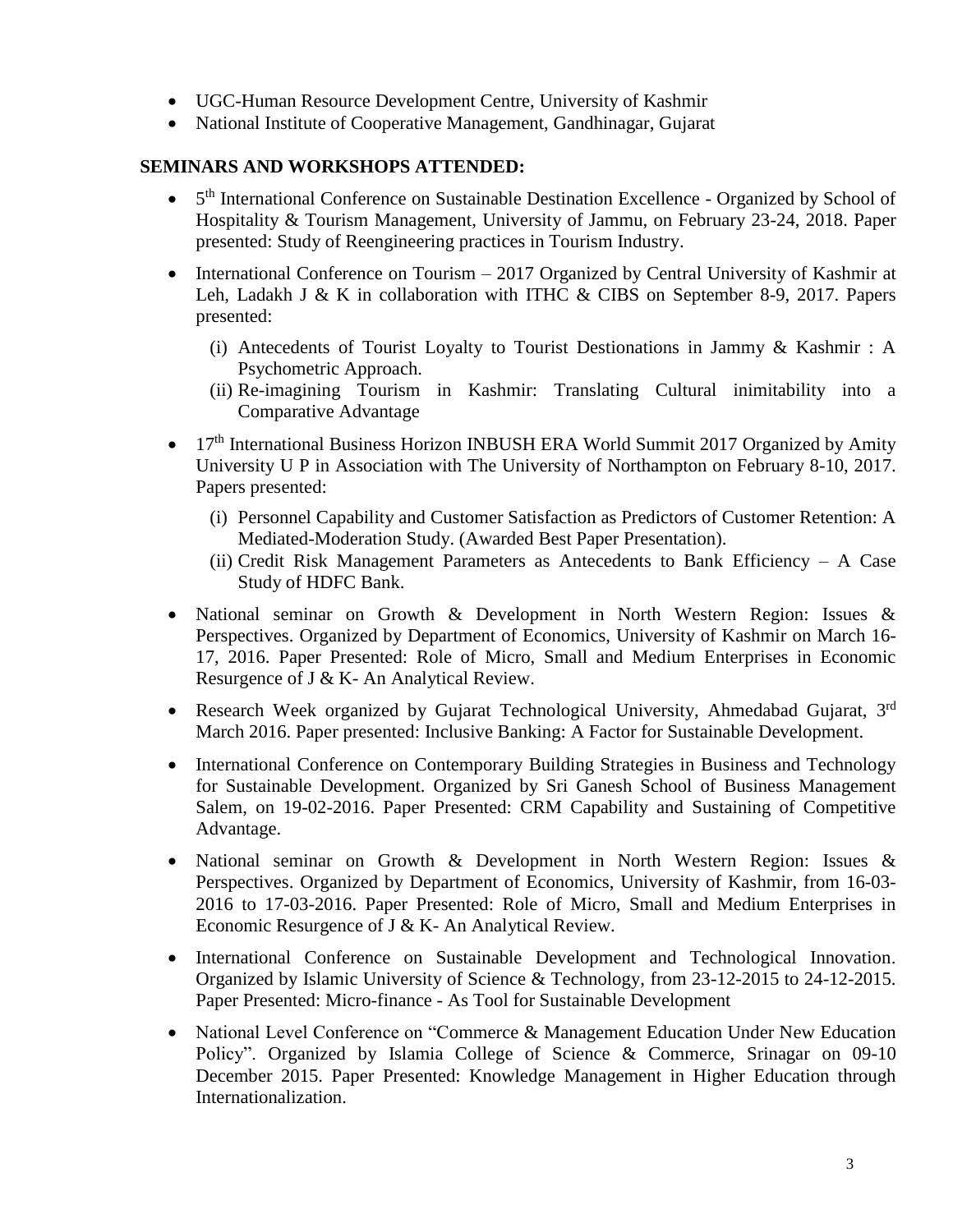- UGC-Human Resource Development Centre, University of Kashmir
- National Institute of Cooperative Management, Gandhinagar, Gujarat

**SEMINARS AND WORKSHOPS ATTENDED:**

- 5th International Conference on Sustainable Destination Excellence - Organized by School of Hospitality & Tourism Management, University of Jammu, on February 23-24, 2018. Paper presented: Study of Reengineering practices in Tourism Industry.
- International Conference on Tourism – 2017 Organized by Central University of Kashmir at Leh, Ladakh J & K in collaboration with ITHC & CIBS on September 8-9, 2017. Papers presented:
    - (i) Antecedents of Tourist Loyalty to Tourist Destionations in Jammy & Kashmir : A Psychometric Approach.
    - (ii) Re-imagining Tourism in Kashmir: Translating Cultural inimitability into a Comparative Advantage
- 17th International Business Horizon INBUSH ERA World Summit 2017 Organized by Amity University U P in Association with The University of Northampton on February 8-10, 2017. Papers presented:
    - (i) Personnel Capability and Customer Satisfaction as Predictors of Customer Retention: A Mediated-Moderation Study. (Awarded Best Paper Presentation).
    - (ii) Credit Risk Management Parameters as Antecedents to Bank Efficiency – A Case Study of HDFC Bank.
- National seminar on Growth & Development in North Western Region: Issues & Perspectives. Organized by Department of Economics, University of Kashmir on March 16-17, 2016. Paper Presented: Role of Micro, Small and Medium Enterprises in Economic Resurgence of J & K- An Analytical Review.
- Research Week organized by Gujarat Technological University, Ahmedabad Gujarat, 3rd March 2016. Paper presented: Inclusive Banking: A Factor for Sustainable Development.
- International Conference on Contemporary Building Strategies in Business and Technology for Sustainable Development. Organized by Sri Ganesh School of Business Management Salem, on 19-02-2016. Paper Presented: CRM Capability and Sustaining of Competitive Advantage.
- National seminar on Growth & Development in North Western Region: Issues & Perspectives. Organized by Department of Economics, University of Kashmir, from 16-03-2016 to 17-03-2016. Paper Presented: Role of Micro, Small and Medium Enterprises in Economic Resurgence of J & K- An Analytical Review.
- International Conference on Sustainable Development and Technological Innovation. Organized by Islamic University of Science & Technology, from 23-12-2015 to 24-12-2015. Paper Presented: Micro-finance - As Tool for Sustainable Development
- National Level Conference on "Commerce & Management Education Under New Education Policy". Organized by Islamia College of Science & Commerce, Srinagar on 09-10 December 2015. Paper Presented: Knowledge Management in Higher Education through Internationalization.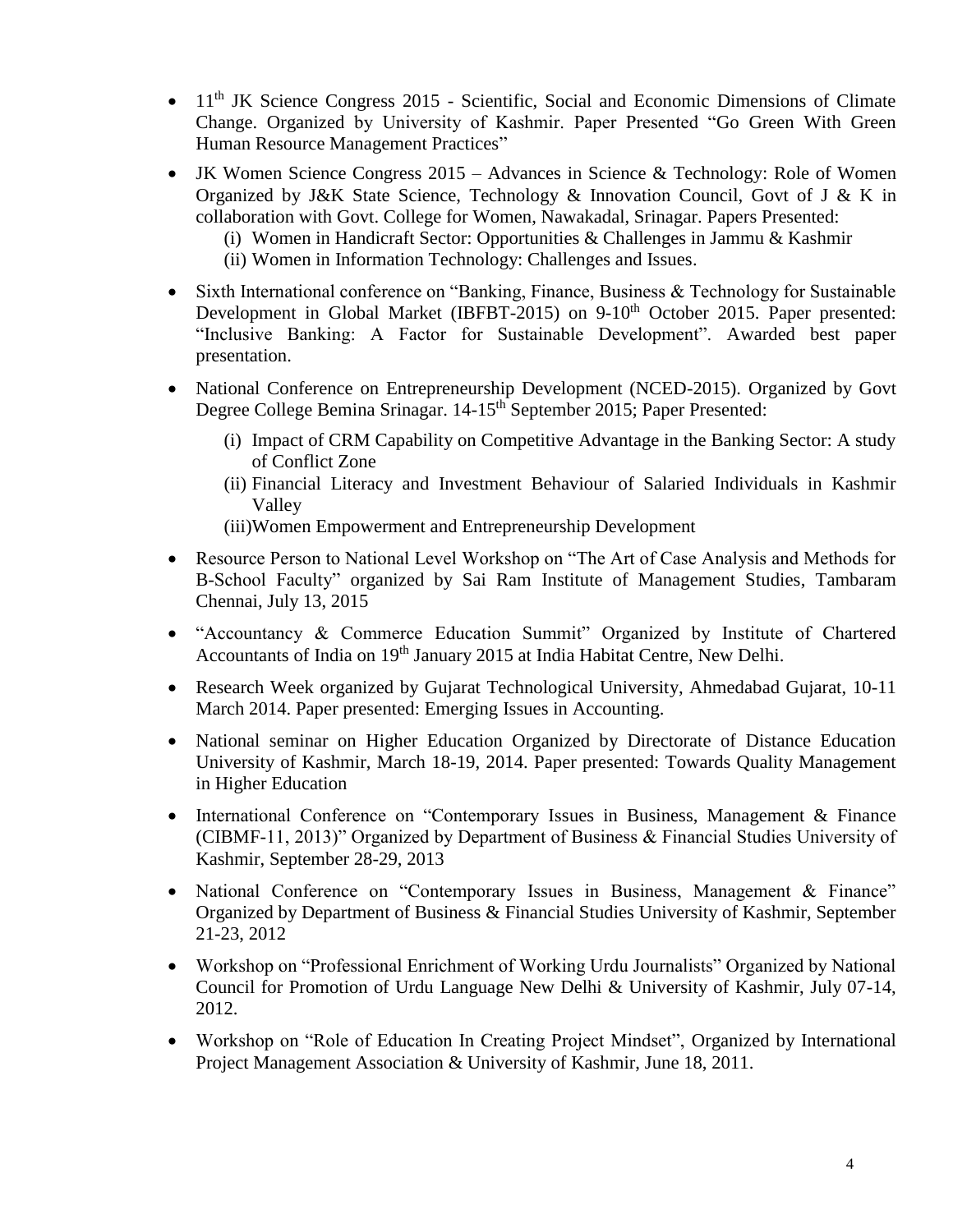- 11th JK Science Congress 2015 - Scientific, Social and Economic Dimensions of Climate Change. Organized by University of Kashmir. Paper Presented "Go Green With Green Human Resource Management Practices"

- JK Women Science Congress 2015 – Advances in Science & Technology: Role of Women Organized by J&K State Science, Technology & Innovation Council, Govt of J & K in collaboration with Govt. College for Women, Nawakadal, Srinagar. Papers Presented:
  (i) Women in Handicraft Sector: Opportunities & Challenges in Jammu & Kashmir
  (ii) Women in Information Technology: Challenges and Issues.

- Sixth International conference on "Banking, Finance, Business & Technology for Sustainable Development in Global Market (IBFBT-2015) on 9-10th October 2015. Paper presented: "Inclusive Banking: A Factor for Sustainable Development". Awarded best paper presentation.

- National Conference on Entrepreneurship Development (NCED-2015). Organized by Govt Degree College Bemina Srinagar. 14-15th September 2015; Paper Presented:
  (i) Impact of CRM Capability on Competitive Advantage in the Banking Sector: A study of Conflict Zone
  (ii) Financial Literacy and Investment Behaviour of Salaried Individuals in Kashmir Valley
  (iii) Women Empowerment and Entrepreneurship Development

- Resource Person to National Level Workshop on "The Art of Case Analysis and Methods for B-School Faculty" organized by Sai Ram Institute of Management Studies, Tambaram Chennai, July 13, 2015

- "Accountancy & Commerce Education Summit" Organized by Institute of Chartered Accountants of India on 19th January 2015 at India Habitat Centre, New Delhi.

- Research Week organized by Gujarat Technological University, Ahmedabad Gujarat, 10-11 March 2014. Paper presented: Emerging Issues in Accounting.

- National seminar on Higher Education Organized by Directorate of Distance Education University of Kashmir, March 18-19, 2014. Paper presented: Towards Quality Management in Higher Education

- International Conference on "Contemporary Issues in Business, Management & Finance (CIBMF-11, 2013)" Organized by Department of Business & Financial Studies University of Kashmir, September 28-29, 2013

- National Conference on "Contemporary Issues in Business, Management & Finance" Organized by Department of Business & Financial Studies University of Kashmir, September 21-23, 2012

- Workshop on "Professional Enrichment of Working Urdu Journalists" Organized by National Council for Promotion of Urdu Language New Delhi & University of Kashmir, July 07-14, 2012.

- Workshop on "Role of Education In Creating Project Mindset", Organized by International Project Management Association & University of Kashmir, June 18, 2011.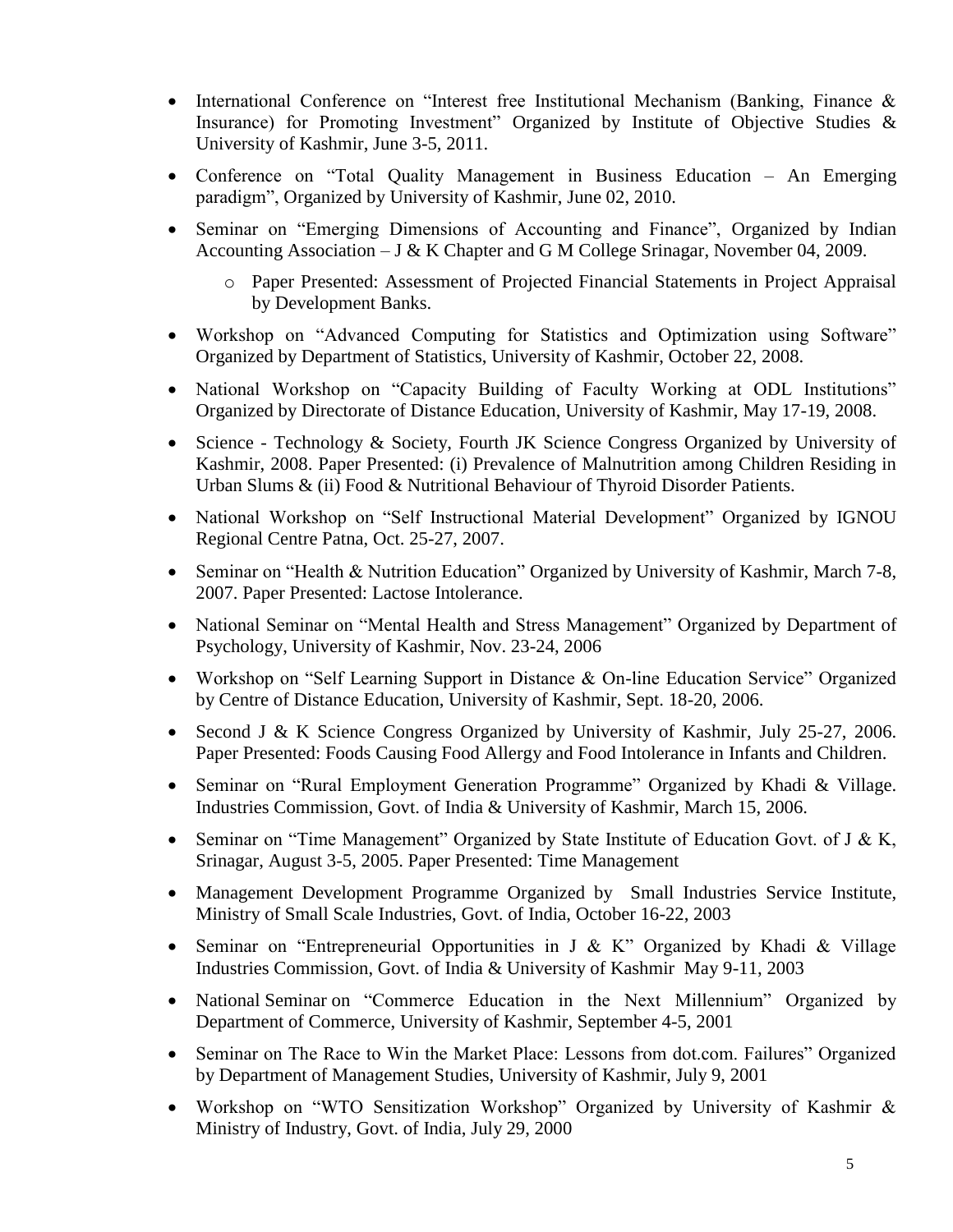- International Conference on “Interest free Institutional Mechanism (Banking, Finance & Insurance) for Promoting Investment” Organized by Institute of Objective Studies & University of Kashmir, June 3-5, 2011.
- Conference on “Total Quality Management in Business Education – An Emerging paradigm”, Organized by University of Kashmir, June 02, 2010.
- Seminar on “Emerging Dimensions of Accounting and Finance”, Organized by Indian Accounting Association – J & K Chapter and G M College Srinagar, November 04, 2009.
  - Paper Presented: Assessment of Projected Financial Statements in Project Appraisal by Development Banks.
- Workshop on “Advanced Computing for Statistics and Optimization using Software” Organized by Department of Statistics, University of Kashmir, October 22, 2008.
- National Workshop on “Capacity Building of Faculty Working at ODL Institutions” Organized by Directorate of Distance Education, University of Kashmir, May 17-19, 2008.
- Science - Technology & Society, Fourth JK Science Congress Organized by University of Kashmir, 2008. Paper Presented: (i) Prevalence of Malnutrition among Children Residing in Urban Slums & (ii) Food & Nutritional Behaviour of Thyroid Disorder Patients.
- National Workshop on “Self Instructional Material Development” Organized by IGNOU Regional Centre Patna, Oct. 25-27, 2007.
- Seminar on “Health & Nutrition Education” Organized by University of Kashmir, March 7-8, 2007. Paper Presented: Lactose Intolerance.
- National Seminar on “Mental Health and Stress Management” Organized by Department of Psychology, University of Kashmir, Nov. 23-24, 2006
- Workshop on “Self Learning Support in Distance & On-line Education Service” Organized by Centre of Distance Education, University of Kashmir, Sept. 18-20, 2006.
- Second J & K Science Congress Organized by University of Kashmir, July 25-27, 2006. Paper Presented: Foods Causing Food Allergy and Food Intolerance in Infants and Children.
- Seminar on “Rural Employment Generation Programme” Organized by Khadi & Village. Industries Commission, Govt. of India & University of Kashmir, March 15, 2006.
- Seminar on “Time Management” Organized by State Institute of Education Govt. of J & K, Srinagar, August 3-5, 2005. Paper Presented: Time Management
- Management Development Programme Organized by Small Industries Service Institute, Ministry of Small Scale Industries, Govt. of India, October 16-22, 2003
- Seminar on “Entrepreneurial Opportunities in J & K” Organized by Khadi & Village Industries Commission, Govt. of India & University of Kashmir May 9-11, 2003
- National Seminar on “Commerce Education in the Next Millennium” Organized by Department of Commerce, University of Kashmir, September 4-5, 2001
- Seminar on The Race to Win the Market Place: Lessons from dot.com. Failures” Organized by Department of Management Studies, University of Kashmir, July 9, 2001
- Workshop on “WTO Sensitization Workshop” Organized by University of Kashmir & Ministry of Industry, Govt. of India, July 29, 2000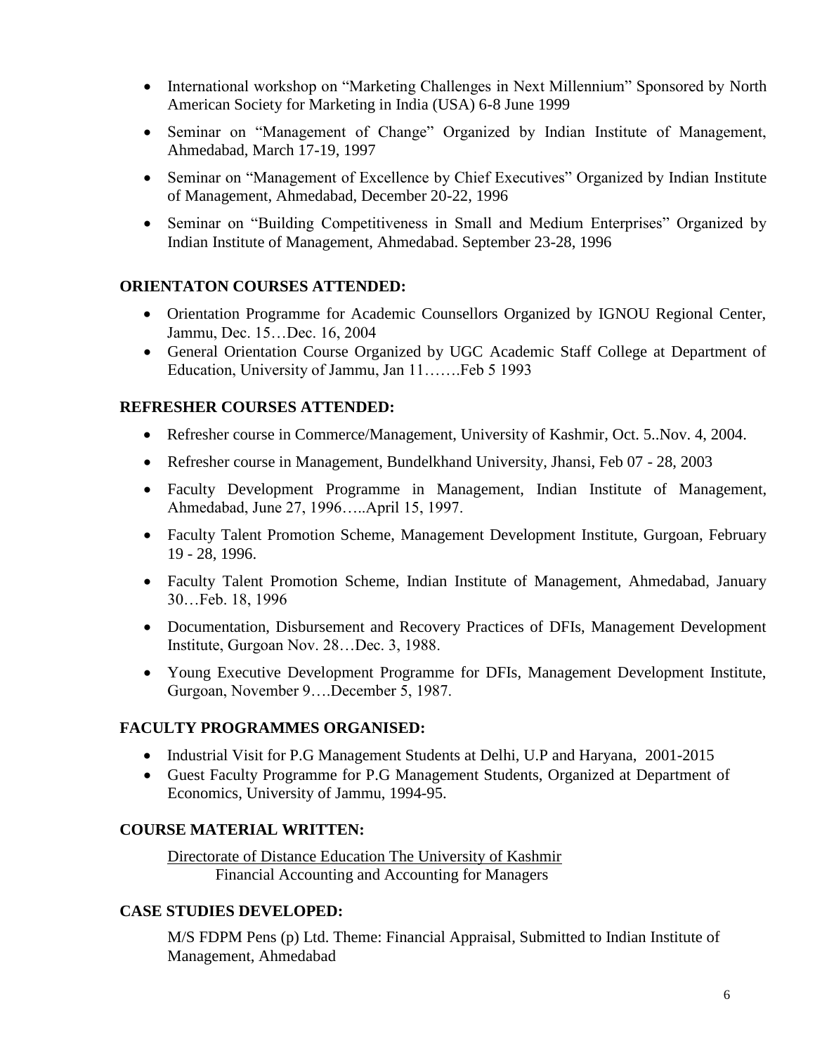- International workshop on "Marketing Challenges in Next Millennium" Sponsored by North American Society for Marketing in India (USA) 6-8 June 1999
- Seminar on "Management of Change" Organized by Indian Institute of Management, Ahmedabad, March 17-19, 1997
- Seminar on "Management of Excellence by Chief Executives" Organized by Indian Institute of Management, Ahmedabad, December 20-22, 1996
- Seminar on "Building Competitiveness in Small and Medium Enterprises" Organized by Indian Institute of Management, Ahmedabad. September 23-28, 1996

## ORIENTATON COURSES ATTENDED:

- Orientation Programme for Academic Counsellors Organized by IGNOU Regional Center, Jammu, Dec. 15…Dec. 16, 2004
- General Orientation Course Organized by UGC Academic Staff College at Department of Education, University of Jammu, Jan 11…….Feb 5 1993

## REFRESHER COURSES ATTENDED:

- Refresher course in Commerce/Management, University of Kashmir, Oct. 5..Nov. 4, 2004.
- Refresher course in Management, Bundelkhand University, Jhansi, Feb 07 - 28, 2003
- Faculty Development Programme in Management, Indian Institute of Management, Ahmedabad, June 27, 1996…..April 15, 1997.
- Faculty Talent Promotion Scheme, Management Development Institute, Gurgoan, February 19 - 28, 1996.
- Faculty Talent Promotion Scheme, Indian Institute of Management, Ahmedabad, January 30…Feb. 18, 1996
- Documentation, Disbursement and Recovery Practices of DFIs, Management Development Institute, Gurgoan Nov. 28…Dec. 3, 1988.
- Young Executive Development Programme for DFIs, Management Development Institute, Gurgoan, November 9….December 5, 1987.

## FACULTY PROGRAMMES ORGANISED:

- Industrial Visit for P.G Management Students at Delhi, U.P and Haryana, 2001-2015
- Guest Faculty Programme for P.G Management Students, Organized at Department of Economics, University of Jammu, 1994-95.

## COURSE MATERIAL WRITTEN:

Directorate of Distance Education The University of Kashmir

Financial Accounting and Accounting for Managers

## CASE STUDIES DEVELOPED:

M/S FDPM Pens (p) Ltd. Theme: Financial Appraisal, Submitted to Indian Institute of Management, Ahmedabad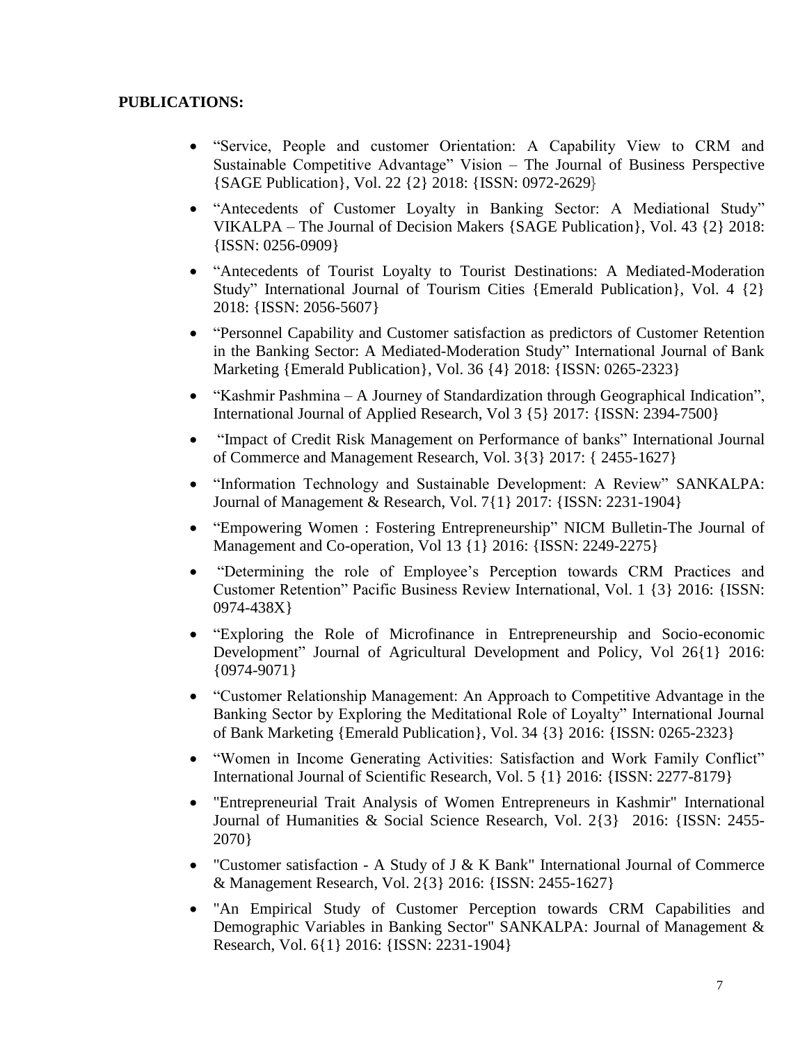**PUBLICATIONS:**

- "Service, People and customer Orientation: A Capability View to CRM and Sustainable Competitive Advantage" Vision – The Journal of Business Perspective {SAGE Publication}, Vol. 22 {2} 2018: {ISSN: 0972-2629}
- "Antecedents of Customer Loyalty in Banking Sector: A Mediational Study" VIKALPA – The Journal of Decision Makers {SAGE Publication}, Vol. 43 {2} 2018: {ISSN: 0256-0909}
- "Antecedents of Tourist Loyalty to Tourist Destinations: A Mediated-Moderation Study" International Journal of Tourism Cities {Emerald Publication}, Vol. 4 {2} 2018: {ISSN: 2056-5607}
- "Personnel Capability and Customer satisfaction as predictors of Customer Retention in the Banking Sector: A Mediated-Moderation Study" International Journal of Bank Marketing {Emerald Publication}, Vol. 36 {4} 2018: {ISSN: 0265-2323}
- "Kashmir Pashmina – A Journey of Standardization through Geographical Indication", International Journal of Applied Research, Vol 3 {5} 2017: {ISSN: 2394-7500}
- "Impact of Credit Risk Management on Performance of banks" International Journal of Commerce and Management Research, Vol. 3{3} 2017: { 2455-1627}
- "Information Technology and Sustainable Development: A Review" SANKALPA: Journal of Management & Research, Vol. 7{1} 2017: {ISSN: 2231-1904}
- "Empowering Women : Fostering Entrepreneurship" NICM Bulletin-The Journal of Management and Co-operation, Vol 13 {1} 2016: {ISSN: 2249-2275}
- "Determining the role of Employee's Perception towards CRM Practices and Customer Retention" Pacific Business Review International, Vol. 1 {3} 2016: {ISSN: 0974-438X}
- "Exploring the Role of Microfinance in Entrepreneurship and Socio-economic Development" Journal of Agricultural Development and Policy, Vol 26{1} 2016: {0974-9071}
- "Customer Relationship Management: An Approach to Competitive Advantage in the Banking Sector by Exploring the Meditational Role of Loyalty" International Journal of Bank Marketing {Emerald Publication}, Vol. 34 {3} 2016: {ISSN: 0265-2323}
- "Women in Income Generating Activities: Satisfaction and Work Family Conflict" International Journal of Scientific Research, Vol. 5 {1} 2016: {ISSN: 2277-8179}
- "Entrepreneurial Trait Analysis of Women Entrepreneurs in Kashmir" International Journal of Humanities & Social Science Research, Vol. 2{3} 2016: {ISSN: 2455-2070}
- "Customer satisfaction - A Study of J & K Bank" International Journal of Commerce & Management Research, Vol. 2{3} 2016: {ISSN: 2455-1627}
- "An Empirical Study of Customer Perception towards CRM Capabilities and Demographic Variables in Banking Sector" SANKALPA: Journal of Management & Research, Vol. 6{1} 2016: {ISSN: 2231-1904}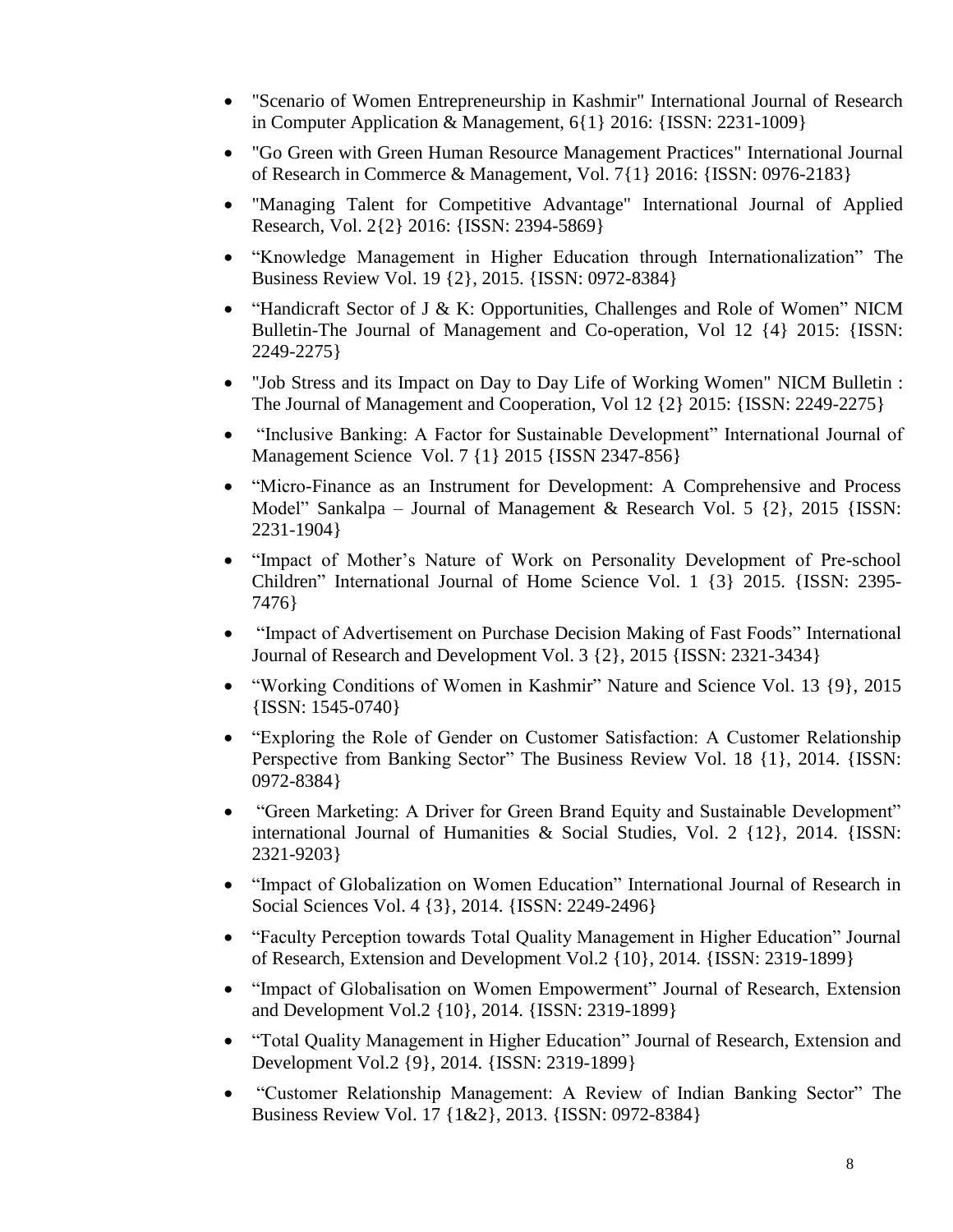- "Scenario of Women Entrepreneurship in Kashmir" International Journal of Research in Computer Application & Management, 6{1} 2016: {ISSN: 2231-1009}
- "Go Green with Green Human Resource Management Practices" International Journal of Research in Commerce & Management, Vol. 7{1} 2016: {ISSN: 0976-2183}
- "Managing Talent for Competitive Advantage" International Journal of Applied Research, Vol. 2{2} 2016: {ISSN: 2394-5869}
- "Knowledge Management in Higher Education through Internationalization" The Business Review Vol. 19 {2}, 2015. {ISSN: 0972-8384}
- "Handicraft Sector of J & K: Opportunities, Challenges and Role of Women" NICM Bulletin-The Journal of Management and Co-operation, Vol 12 {4} 2015: {ISSN: 2249-2275}
- "Job Stress and its Impact on Day to Day Life of Working Women" NICM Bulletin : The Journal of Management and Cooperation, Vol 12 {2} 2015: {ISSN: 2249-2275}
- "Inclusive Banking: A Factor for Sustainable Development" International Journal of Management Science Vol. 7 {1} 2015 {ISSN 2347-856}
- "Micro-Finance as an Instrument for Development: A Comprehensive and Process Model" Sankalpa – Journal of Management & Research Vol. 5 {2}, 2015 {ISSN: 2231-1904}
- "Impact of Mother's Nature of Work on Personality Development of Pre-school Children" International Journal of Home Science Vol. 1 {3} 2015. {ISSN: 2395-7476}
- "Impact of Advertisement on Purchase Decision Making of Fast Foods" International Journal of Research and Development Vol. 3 {2}, 2015 {ISSN: 2321-3434}
- "Working Conditions of Women in Kashmir" Nature and Science Vol. 13 {9}, 2015 {ISSN: 1545-0740}
- "Exploring the Role of Gender on Customer Satisfaction: A Customer Relationship Perspective from Banking Sector" The Business Review Vol. 18 {1}, 2014. {ISSN: 0972-8384}
- "Green Marketing: A Driver for Green Brand Equity and Sustainable Development" international Journal of Humanities & Social Studies, Vol. 2 {12}, 2014. {ISSN: 2321-9203}
- "Impact of Globalization on Women Education" International Journal of Research in Social Sciences Vol. 4 {3}, 2014. {ISSN: 2249-2496}
- "Faculty Perception towards Total Quality Management in Higher Education" Journal of Research, Extension and Development Vol.2 {10}, 2014. {ISSN: 2319-1899}
- "Impact of Globalisation on Women Empowerment" Journal of Research, Extension and Development Vol.2 {10}, 2014. {ISSN: 2319-1899}
- "Total Quality Management in Higher Education" Journal of Research, Extension and Development Vol.2 {9}, 2014. {ISSN: 2319-1899}
- "Customer Relationship Management: A Review of Indian Banking Sector" The Business Review Vol. 17 {1&2}, 2013. {ISSN: 0972-8384}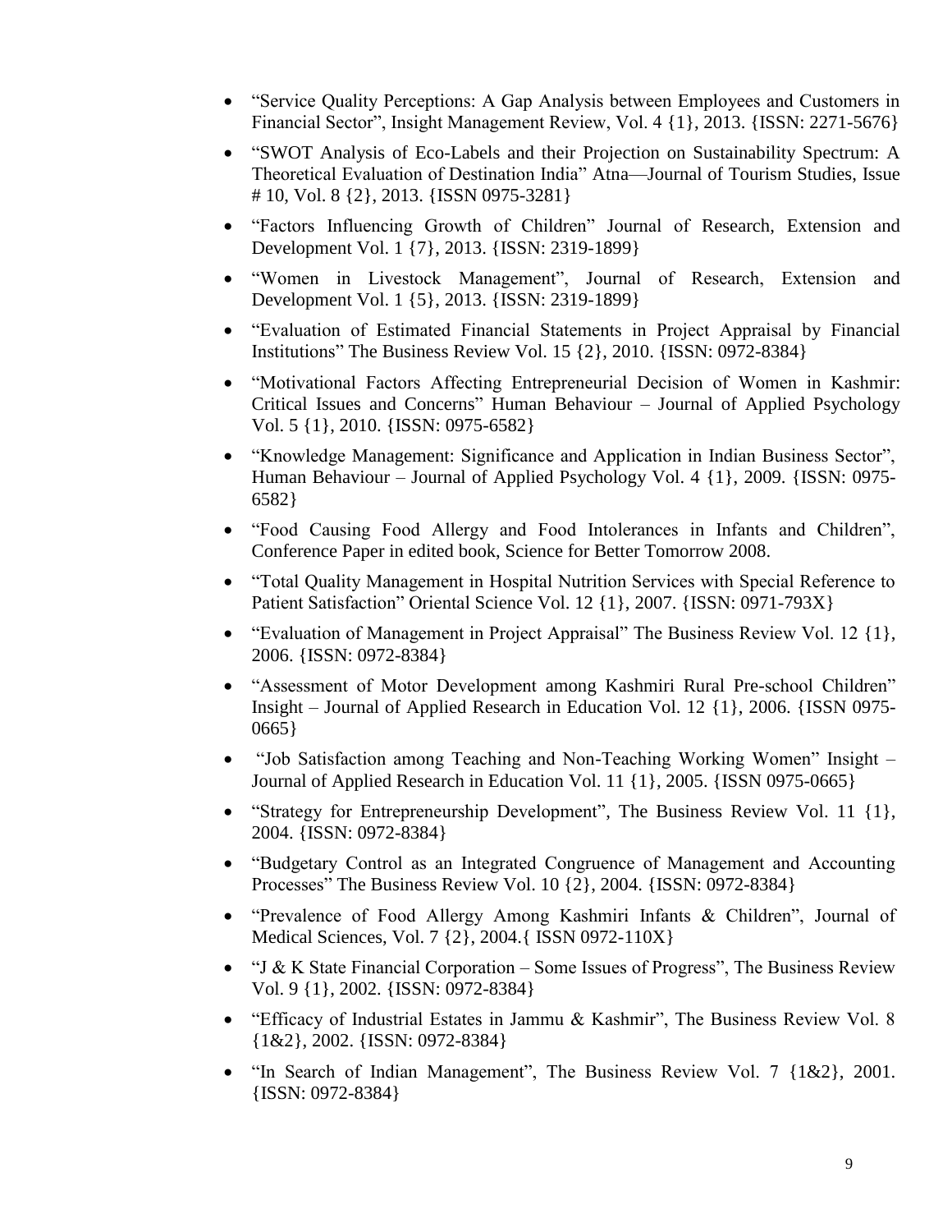- "Service Quality Perceptions: A Gap Analysis between Employees and Customers in Financial Sector", Insight Management Review, Vol. 4 {1}, 2013. {ISSN: 2271-5676}
- "SWOT Analysis of Eco-Labels and their Projection on Sustainability Spectrum: A Theoretical Evaluation of Destination India" Atna—Journal of Tourism Studies, Issue # 10, Vol. 8 {2}, 2013. {ISSN 0975-3281}
- "Factors Influencing Growth of Children" Journal of Research, Extension and Development Vol. 1 {7}, 2013. {ISSN: 2319-1899}
- "Women in Livestock Management", Journal of Research, Extension and Development Vol. 1 {5}, 2013. {ISSN: 2319-1899}
- "Evaluation of Estimated Financial Statements in Project Appraisal by Financial Institutions" The Business Review Vol. 15 {2}, 2010. {ISSN: 0972-8384}
- "Motivational Factors Affecting Entrepreneurial Decision of Women in Kashmir: Critical Issues and Concerns" Human Behaviour – Journal of Applied Psychology Vol. 5 {1}, 2010. {ISSN: 0975-6582}
- "Knowledge Management: Significance and Application in Indian Business Sector", Human Behaviour – Journal of Applied Psychology Vol. 4 {1}, 2009. {ISSN: 0975-6582}
- "Food Causing Food Allergy and Food Intolerances in Infants and Children", Conference Paper in edited book, Science for Better Tomorrow 2008.
- "Total Quality Management in Hospital Nutrition Services with Special Reference to Patient Satisfaction" Oriental Science Vol. 12 {1}, 2007. {ISSN: 0971-793X}
- "Evaluation of Management in Project Appraisal" The Business Review Vol. 12 {1}, 2006. {ISSN: 0972-8384}
- "Assessment of Motor Development among Kashmiri Rural Pre-school Children" Insight – Journal of Applied Research in Education Vol. 12 {1}, 2006. {ISSN 0975-0665}
- "Job Satisfaction among Teaching and Non-Teaching Working Women" Insight – Journal of Applied Research in Education Vol. 11 {1}, 2005. {ISSN 0975-0665}
- "Strategy for Entrepreneurship Development", The Business Review Vol. 11 {1}, 2004. {ISSN: 0972-8384}
- "Budgetary Control as an Integrated Congruence of Management and Accounting Processes" The Business Review Vol. 10 {2}, 2004. {ISSN: 0972-8384}
- "Prevalence of Food Allergy Among Kashmiri Infants & Children", Journal of Medical Sciences, Vol. 7 {2}, 2004.{ ISSN 0972-110X}
- "J & K State Financial Corporation – Some Issues of Progress", The Business Review Vol. 9 {1}, 2002. {ISSN: 0972-8384}
- "Efficacy of Industrial Estates in Jammu & Kashmir", The Business Review Vol. 8 {1&2}, 2002. {ISSN: 0972-8384}
- "In Search of Indian Management", The Business Review Vol. 7 {1&2}, 2001. {ISSN: 0972-8384}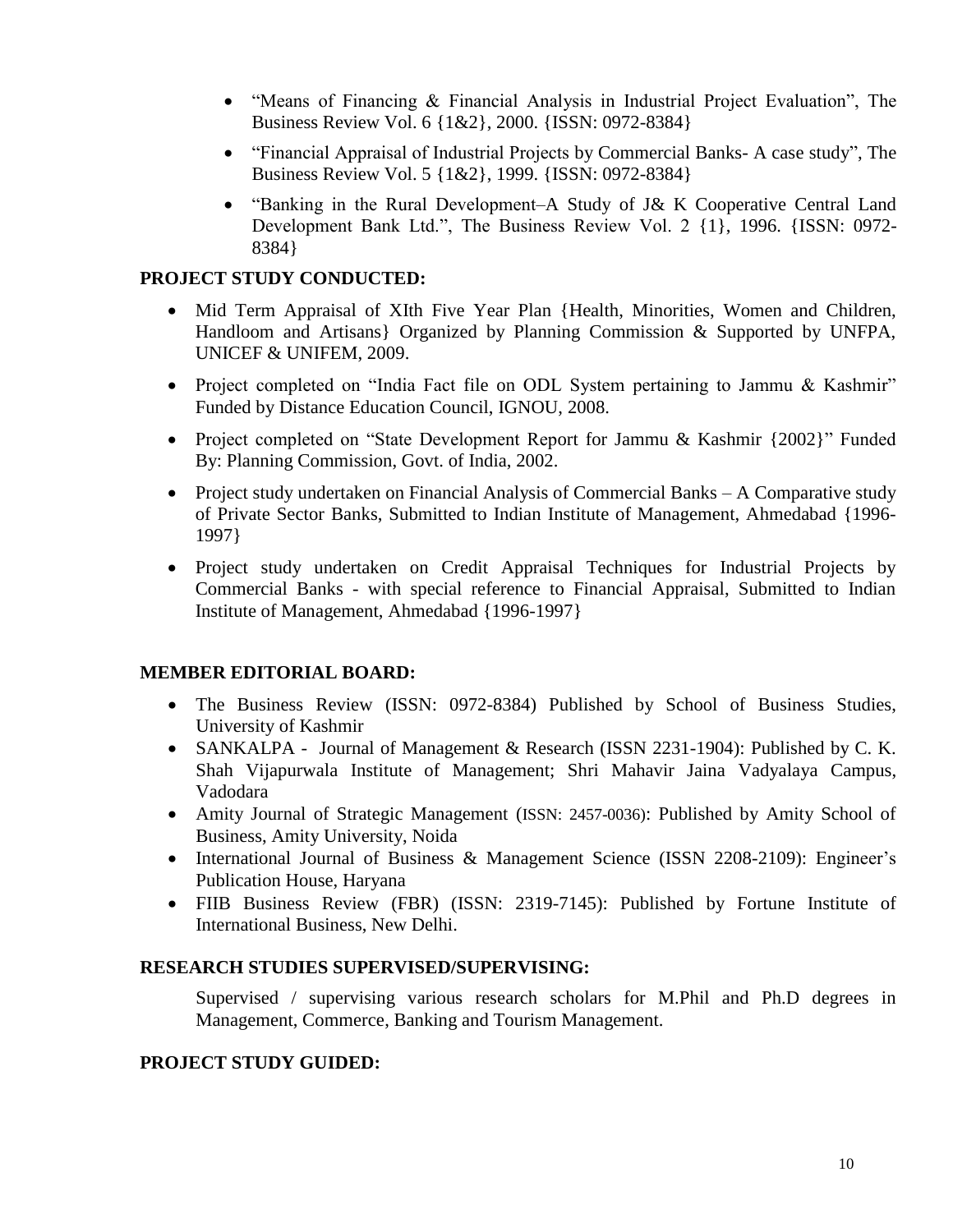- "Means of Financing & Financial Analysis in Industrial Project Evaluation", The Business Review Vol. 6 {1&2}, 2000. {ISSN: 0972-8384}
- "Financial Appraisal of Industrial Projects by Commercial Banks- A case study", The Business Review Vol. 5 {1&2}, 1999. {ISSN: 0972-8384}
- "Banking in the Rural Development–A Study of J& K Cooperative Central Land Development Bank Ltd.", The Business Review Vol. 2 {1}, 1996. {ISSN: 0972-8384}

**PROJECT STUDY CONDUCTED:**

- Mid Term Appraisal of XIth Five Year Plan {Health, Minorities, Women and Children, Handloom and Artisans} Organized by Planning Commission & Supported by UNFPA, UNICEF & UNIFEM, 2009.
- Project completed on "India Fact file on ODL System pertaining to Jammu & Kashmir" Funded by Distance Education Council, IGNOU, 2008.
- Project completed on "State Development Report for Jammu & Kashmir {2002}" Funded By: Planning Commission, Govt. of India, 2002.
- Project study undertaken on Financial Analysis of Commercial Banks – A Comparative study of Private Sector Banks, Submitted to Indian Institute of Management, Ahmedabad {1996-1997}
- Project study undertaken on Credit Appraisal Techniques for Industrial Projects by Commercial Banks - with special reference to Financial Appraisal, Submitted to Indian Institute of Management, Ahmedabad {1996-1997}

**MEMBER EDITORIAL BOARD:**

- The Business Review (ISSN: 0972-8384) Published by School of Business Studies, University of Kashmir
- SANKALPA - Journal of Management & Research (ISSN 2231-1904): Published by C. K. Shah Vijapurwala Institute of Management; Shri Mahavir Jaina Vadyalaya Campus, Vadodara
- Amity Journal of Strategic Management (ISSN: 2457-0036): Published by Amity School of Business, Amity University, Noida
- International Journal of Business & Management Science (ISSN 2208-2109): Engineer's Publication House, Haryana
- FIIB Business Review (FBR) (ISSN: 2319-7145): Published by Fortune Institute of International Business, New Delhi.

**RESEARCH STUDIES SUPERVISED/SUPERVISING:**

Supervised / supervising various research scholars for M.Phil and Ph.D degrees in Management, Commerce, Banking and Tourism Management.

**PROJECT STUDY GUIDED:**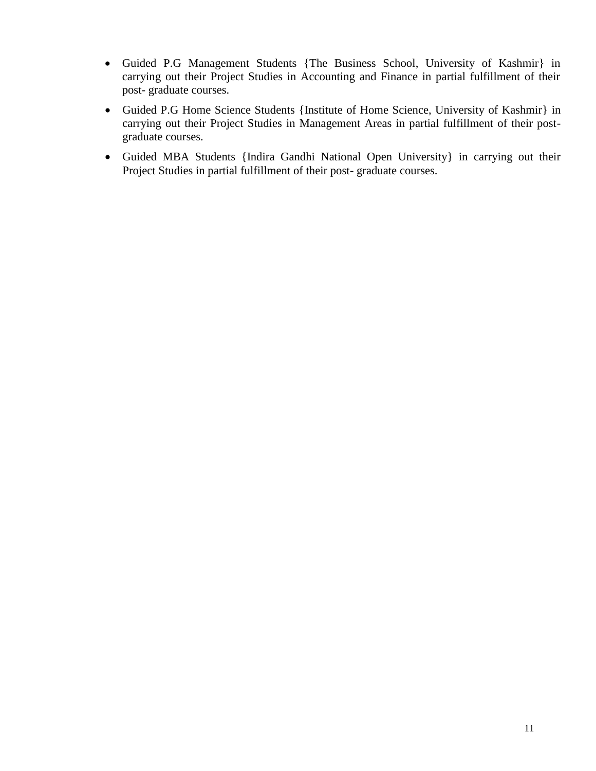- Guided P.G Management Students {The Business School, University of Kashmir} in carrying out their Project Studies in Accounting and Finance in partial fulfillment of their post- graduate courses.
- Guided P.G Home Science Students {Institute of Home Science, University of Kashmir} in carrying out their Project Studies in Management Areas in partial fulfillment of their post-graduate courses.
- Guided MBA Students {Indira Gandhi National Open University} in carrying out their Project Studies in partial fulfillment of their post- graduate courses.